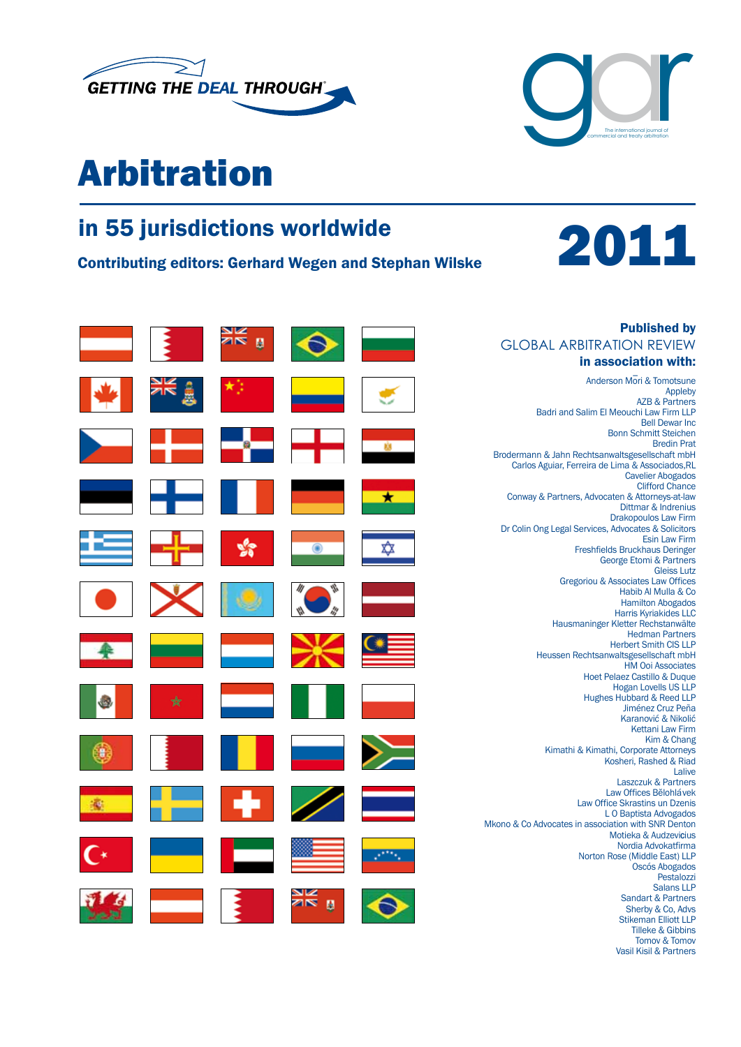GETTING THE DEAL THROUGH®

gar

The international journal of commercial and treaty arbitration

# Arbitration

## in 55 jurisdictions worldwide

**Contributing editors: Gerhard Wegen and Stephan Wilske**

# 2011

**Published by**
GLOBAL ARBITRATION REVIEW
**in association with:**

Anderson Mōri & Tomotsune
Appleby
AZB & Partners
Badri and Salim El Meouchi Law Firm LLP
Bell Dewar Inc
Bonn Schmitt Steichen
Bredin Prat
Brodermann & Jahn Rechtsanwaltsgesellschaft mbH
Carlos Aguiar, Ferreira de Lima & Associados,RL
Cavelier Abogados
Clifford Chance
Conway & Partners, Advocaten & Attorneys-at-law
Dittmar & Indrenius
Drakopoulos Law Firm
Dr Colin Ong Legal Services, Advocates & Solicitors
Esin Law Firm
Freshfields Bruckhaus Deringer
George Etomi & Partners
Gleiss Lutz
Gregoriou & Associates Law Offices
Habib Al Mulla & Co
Hamilton Abogados
Harris Kyriakides LLC
Hausmaninger Kletter Rechstanwälte
Hedman Partners
Herbert Smith CIS LLP
Heussen Rechtsanwaltsgesellschaft mbH
HM Ooi Associates
Hoet Pelaez Castillo & Duque
Hogan Lovells US LLP
Hughes Hubbard & Reed LLP
Jiménez Cruz Peña
Karanović & Nikolić
Kettani Law Firm
Kim & Chang
Kimathi & Kimathi, Corporate Attorneys
Kosheri, Rashed & Riad
Lalive
Laszczuk & Partners
Law Offices Bělohlávek
Law Office Skrastins un Dzenis
L O Baptista Advogados
Mkono & Co Advocates in association with SNR Denton
Motieka & Audzevicius
Nordia Advokatfirma
Norton Rose (Middle East) LLP
Oscós Abogados
Pestalozzi
Salans LLP
Sandart & Partners
Sherby & Co, Advs
Stikeman Elliott LLP
Tilleke & Gibbins
Tomov & Tomov
Vasil Kisil & Partners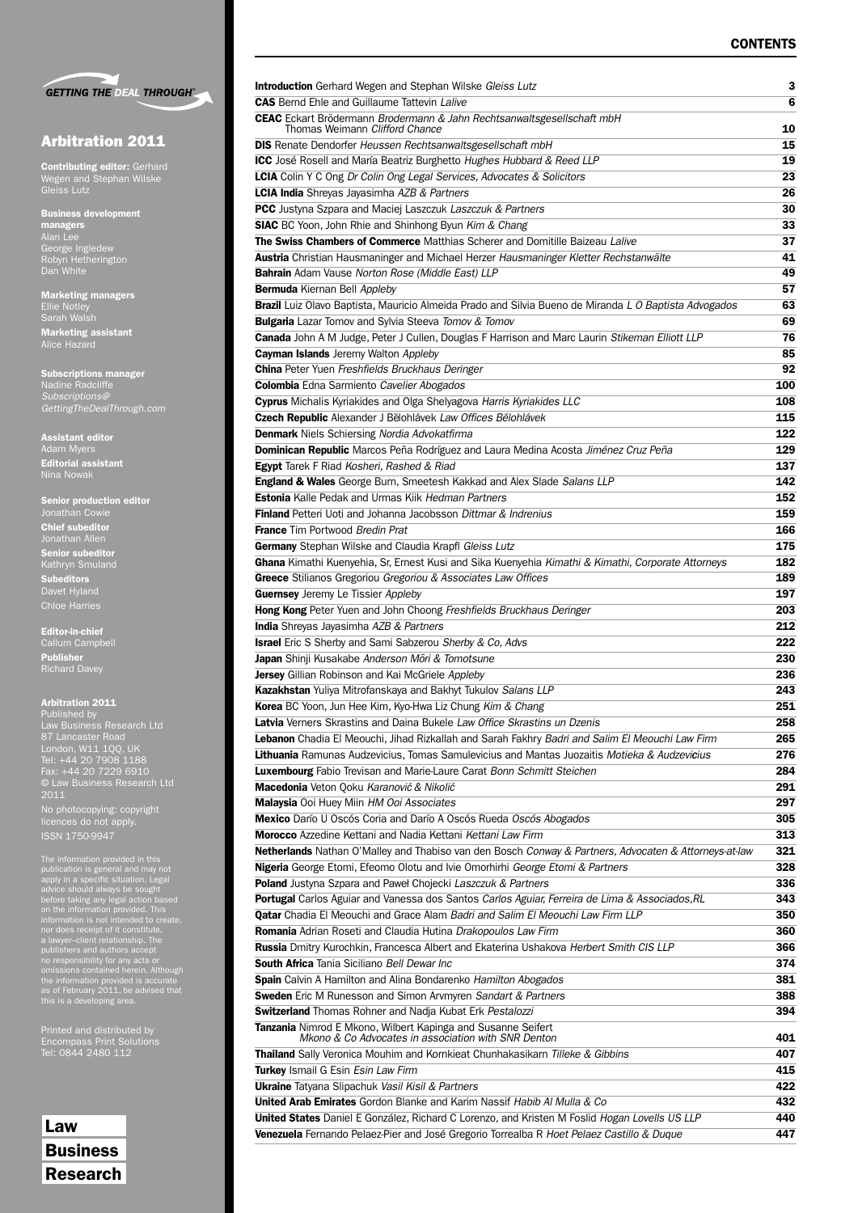# Arbitration 2011

**Contributing editor:** Gerhard Wegen and Stephan Wilske Gleiss Lutz

**Business development managers**
Alan Lee
George Ingledew
Robyn Hetherington
Dan White

**Marketing managers**
Ellie Notley
Sarah Walsh

**Marketing assistant**
Alice Hazard

**Subscriptions manager**
Nadine Radcliffe
*Subscriptions@GettingTheDealThrough.com*

**Assistant editor**
Adam Myers

**Editorial assistant**
Nina Nowak

**Senior production editor**
Jonathan Cowie

**Chief subeditor**
Jonathan Allen

**Senior subeditor**
Kathryn Smuland

**Subeditors**
Davet Hyland
Chloe Harries

**Editor-in-chief**
Callum Campbell

**Publisher**
Richard Davey

**Arbitration 2011**
Published by
Law Business Research Ltd
87 Lancaster Road
London, W11 1QQ, UK
Tel: +44 20 7908 1188
Fax: +44 20 7229 6910
© Law Business Research Ltd 2011

No photocopying: copyright licences do not apply.
ISSN 1750-9947

The information provided in this publication is general and may not apply in a specific situation. Legal advice should always be sought before taking any legal action based on the information provided. This information is not intended to create, nor does receipt of it constitute, a lawyer–client relationship. The publishers and authors accept no responsibility for any acts or omissions contained herein. Although the information provided is accurate as of February 2011, be advised that this is a developing area.

Printed and distributed by
Encompass Print Solutions
Tel: 0844 2480 112

# CONTENTS

| | |
|---|---|
| **Introduction** Gerhard Wegen and Stephan Wilske *Gleiss Lutz* | 3 |
| **CAS** Bernd Ehle and Guillaume Tattevin *Lalive* | 6 |
| **CEAC** Eckart Brödermann *Brodermann & Jahn Rechtsanwaltsgesellschaft mbH* Thomas Weimann *Clifford Chance* | 10 |
| **DIS** Renate Dendorfer *Heussen Rechtsanwaltsgesellschaft mbH* | 15 |
| **ICC** José Rosell and María Beatriz Burghetto *Hughes Hubbard & Reed LLP* | 19 |
| **LCIA** Colin Y C Ong *Dr Colin Ong Legal Services, Advocates & Solicitors* | 23 |
| **LCIA India** Shreyas Jayasimha *AZB & Partners* | 26 |
| **PCC** Justyna Szpara and Maciej Laszczuk *Laszczuk & Partners* | 30 |
| **SIAC** BC Yoon, John Rhie and Shinhong Byun *Kim & Chang* | 33 |
| **The Swiss Chambers of Commerce** Matthias Scherer and Domitille Baizeau *Lalive* | 37 |
| **Austria** Christian Hausmaninger and Michael Herzer *Hausmaninger Kletter Rechstanwälte* | 41 |
| **Bahrain** Adam Vause *Norton Rose (Middle East) LLP* | 49 |
| **Bermuda** Kiernan Bell *Appleby* | 57 |
| **Brazil** Luiz Olavo Baptista, Mauricio Almeida Prado and Silvia Bueno de Miranda *L O Baptista Advogados* | 63 |
| **Bulgaria** Lazar Tomov and Sylvia Steeva *Tomov & Tomov* | 69 |
| **Canada** John A M Judge, Peter J Cullen, Douglas F Harrison and Marc Laurin *Stikeman Elliott LLP* | 76 |
| **Cayman Islands** Jeremy Walton *Appleby* | 85 |
| **China** Peter Yuen *Freshfields Bruckhaus Deringer* | 92 |
| **Colombia** Edna Sarmiento *Cavelier Abogados* | 100 |
| **Cyprus** Michalis Kyriakides and Olga Shelyagova *Harris Kyriakides LLC* | 108 |
| **Czech Republic** Alexander J Bělohlávek *Law Offices Bělohlávek* | 115 |
| **Denmark** Niels Schiersing *Nordia Advokatfirma* | 122 |
| **Dominican Republic** Marcos Peña Rodríguez and Laura Medina Acosta *Jiménez Cruz Peña* | 129 |
| **Egypt** Tarek F Riad *Kosheri, Rashed & Riad* | 137 |
| **England & Wales** George Burn, Smeetesh Kakkad and Alex Slade *Salans LLP* | 142 |
| **Estonia** Kalle Pedak and Urmas Kiik *Hedman Partners* | 152 |
| **Finland** Petteri Uoti and Johanna Jacobsson *Dittmar & Indrenius* | 159 |
| **France** Tim Portwood *Bredin Prat* | 166 |
| **Germany** Stephan Wilske and Claudia Krapfl *Gleiss Lutz* | 175 |
| **Ghana** Kimathi Kuenyehia, Sr, Ernest Kusi and Sika Kuenyehia *Kimathi & Kimathi, Corporate Attorneys* | 182 |
| **Greece** Stilianos Gregoriou *Gregoriou & Associates Law Offices* | 189 |
| **Guernsey** Jeremy Le Tissier *Appleby* | 197 |
| **Hong Kong** Peter Yuen and John Choong *Freshfields Bruckhaus Deringer* | 203 |
| **India** Shreyas Jayasimha *AZB & Partners* | 212 |
| **Israel** Eric S Sherby and Sami Sabzerou *Sherby & Co, Advs* | 222 |
| **Japan** Shinji Kusakabe *Anderson Mōri & Tomotsune* | 230 |
| **Jersey** Gillian Robinson and Kai McGriele *Appleby* | 236 |
| **Kazakhstan** Yuliya Mitrofanskaya and Bakhyt Tukulov *Salans LLP* | 243 |
| **Korea** BC Yoon, Jun Hee Kim, Kyo-Hwa Liz Chung *Kim & Chang* | 251 |
| **Latvia** Verners Skrastins and Daina Bukele *Law Office Skrastins un Dzenis* | 258 |
| **Lebanon** Chadia El Meouchi, Jihad Rizkallah and Sarah Fakhry *Badri and Salim El Meouchi Law Firm* | 265 |
| **Lithuania** Ramunas Audzevicius, Tomas Samulevicius and Mantas Juozaitis *Motieka & Audzevičius* | 276 |
| **Luxembourg** Fabio Trevisan and Marie-Laure Carat *Bonn Schmitt Steichen* | 284 |
| **Macedonia** Veton Qoku *Karanović & Nikolić* | 291 |
| **Malaysia** Ooi Huey Miin *HM Ooi Associates* | 297 |
| **Mexico** Darío U Oscós Coria and Darío A Oscós Rueda *Oscós Abogados* | 305 |
| **Morocco** Azzedine Kettani and Nadia Kettani *Kettani Law Firm* | 313 |
| **Netherlands** Nathan O'Malley and Thabiso van den Bosch *Conway & Partners, Advocaten & Attorneys-at-law* | 321 |
| **Nigeria** George Etomi, Efeomo Olotu and Ivie Omorhirhi *George Etomi & Partners* | 328 |
| **Poland** Justyna Szpara and Paweł Chojecki *Laszczuk & Partners* | 336 |
| **Portugal** Carlos Aguiar and Vanessa dos Santos *Carlos Aguiar, Ferreira de Lima & Associados,RL* | 343 |
| **Qatar** Chadia El Meouchi and Grace Alam *Badri and Salim El Meouchi Law Firm LLP* | 350 |
| **Romania** Adrian Roseti and Claudia Hutina *Drakopoulos Law Firm* | 360 |
| **Russia** Dmitry Kurochkin, Francesca Albert and Ekaterina Ushakova *Herbert Smith CIS LLP* | 366 |
| **South Africa** Tania Siciliano *Bell Dewar Inc* | 374 |
| **Spain** Calvin A Hamilton and Alina Bondarenko *Hamilton Abogados* | 381 |
| **Sweden** Eric M Runesson and Simon Arvmyren *Sandart & Partners* | 388 |
| **Switzerland** Thomas Rohner and Nadja Kubat Erk *Pestalozzi* | 394 |
| **Tanzania** Nimrod E Mkono, Wilbert Kapinga and Susanne Seifert *Mkono & Co Advocates in association with SNR Denton* | 401 |
| **Thailand** Sally Veronica Mouhim and Kornkieat Chunhakasikarn *Tilleke & Gibbins* | 407 |
| **Turkey** Ismail G Esin *Esin Law Firm* | 415 |
| **Ukraine** Tatyana Slipachuk *Vasil Kisil & Partners* | 422 |
| **United Arab Emirates** Gordon Blanke and Karim Nassif *Habib Al Mulla & Co* | 432 |
| **United States** Daniel E González, Richard C Lorenzo, and Kristen M Foslid *Hogan Lovells US LLP* | 440 |
| **Venezuela** Fernando Pelaez-Pier and José Gregorio Torrealba R *Hoet Pelaez Castillo & Duque* | 447 |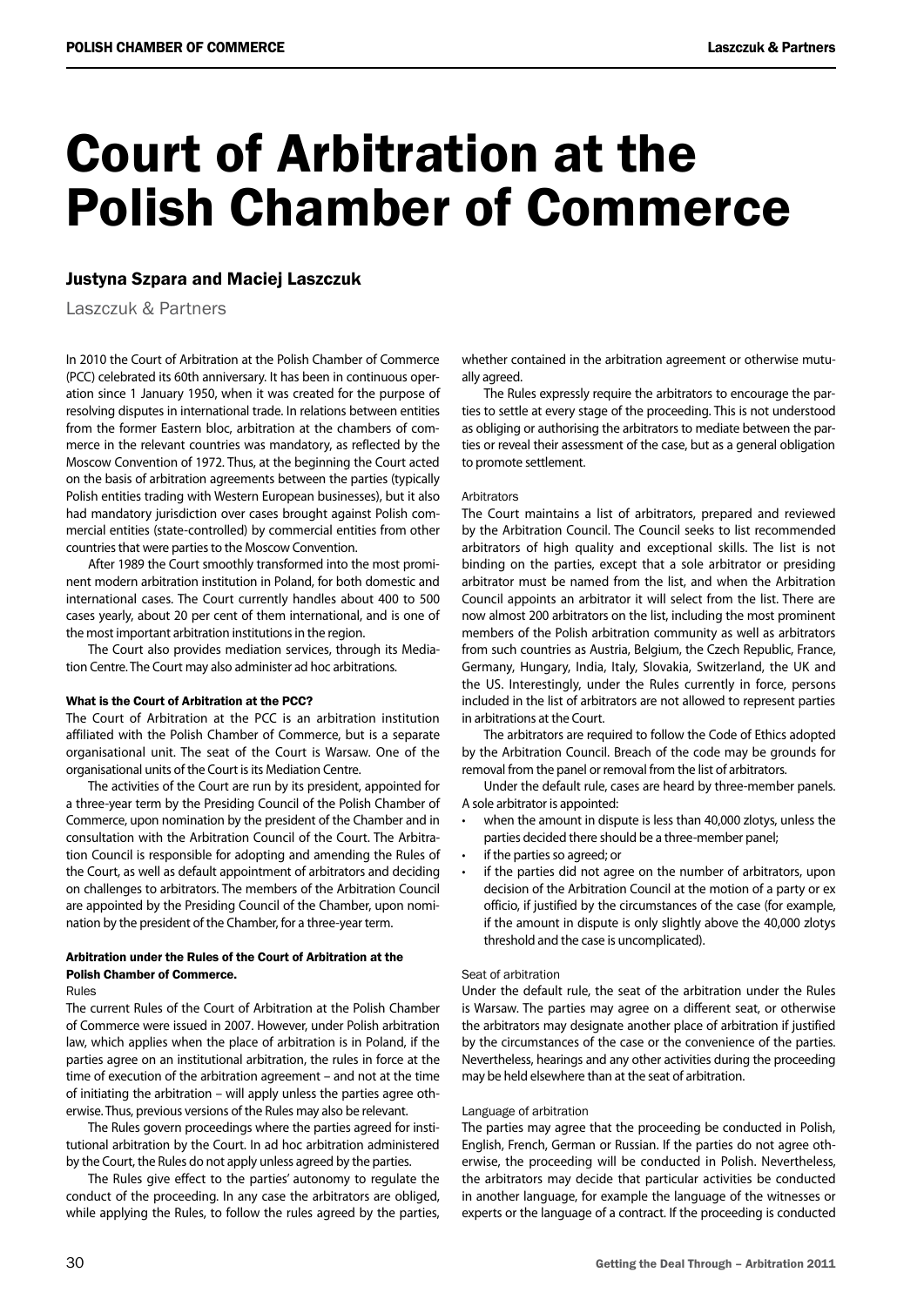# Court of Arbitration at the Polish Chamber of Commerce

## Justyna Szpara and Maciej Laszczuk

Laszczuk & Partners

In 2010 the Court of Arbitration at the Polish Chamber of Commerce (PCC) celebrated its 60th anniversary. It has been in continuous operation since 1 January 1950, when it was created for the purpose of resolving disputes in international trade. In relations between entities from the former Eastern bloc, arbitration at the chambers of commerce in the relevant countries was mandatory, as reflected by the Moscow Convention of 1972. Thus, at the beginning the Court acted on the basis of arbitration agreements between the parties (typically Polish entities trading with Western European businesses), but it also had mandatory jurisdiction over cases brought against Polish commercial entities (state-controlled) by commercial entities from other countries that were parties to the Moscow Convention.

After 1989 the Court smoothly transformed into the most prominent modern arbitration institution in Poland, for both domestic and international cases. The Court currently handles about 400 to 500 cases yearly, about 20 per cent of them international, and is one of the most important arbitration institutions in the region.

The Court also provides mediation services, through its Mediation Centre. The Court may also administer ad hoc arbitrations.

### What is the Court of Arbitration at the PCC?

The Court of Arbitration at the PCC is an arbitration institution affiliated with the Polish Chamber of Commerce, but is a separate organisational unit. The seat of the Court is Warsaw. One of the organisational units of the Court is its Mediation Centre.

The activities of the Court are run by its president, appointed for a three-year term by the Presiding Council of the Polish Chamber of Commerce, upon nomination by the president of the Chamber and in consultation with the Arbitration Council of the Court. The Arbitration Council is responsible for adopting and amending the Rules of the Court, as well as default appointment of arbitrators and deciding on challenges to arbitrators. The members of the Arbitration Council are appointed by the Presiding Council of the Chamber, upon nomination by the president of the Chamber, for a three-year term.

### Arbitration under the Rules of the Court of Arbitration at the Polish Chamber of Commerce.

#### Rules

The current Rules of the Court of Arbitration at the Polish Chamber of Commerce were issued in 2007. However, under Polish arbitration law, which applies when the place of arbitration is in Poland, if the parties agree on an institutional arbitration, the rules in force at the time of execution of the arbitration agreement – and not at the time of initiating the arbitration – will apply unless the parties agree otherwise. Thus, previous versions of the Rules may also be relevant.

The Rules govern proceedings where the parties agreed for institutional arbitration by the Court. In ad hoc arbitration administered by the Court, the Rules do not apply unless agreed by the parties.

The Rules give effect to the parties' autonomy to regulate the conduct of the proceeding. In any case the arbitrators are obliged, while applying the Rules, to follow the rules agreed by the parties, whether contained in the arbitration agreement or otherwise mutually agreed.

The Rules expressly require the arbitrators to encourage the parties to settle at every stage of the proceeding. This is not understood as obliging or authorising the arbitrators to mediate between the parties or reveal their assessment of the case, but as a general obligation to promote settlement.

#### Arbitrators

The Court maintains a list of arbitrators, prepared and reviewed by the Arbitration Council. The Council seeks to list recommended arbitrators of high quality and exceptional skills. The list is not binding on the parties, except that a sole arbitrator or presiding arbitrator must be named from the list, and when the Arbitration Council appoints an arbitrator it will select from the list. There are now almost 200 arbitrators on the list, including the most prominent members of the Polish arbitration community as well as arbitrators from such countries as Austria, Belgium, the Czech Republic, France, Germany, Hungary, India, Italy, Slovakia, Switzerland, the UK and the US. Interestingly, under the Rules currently in force, persons included in the list of arbitrators are not allowed to represent parties in arbitrations at the Court.

The arbitrators are required to follow the Code of Ethics adopted by the Arbitration Council. Breach of the code may be grounds for removal from the panel or removal from the list of arbitrators.

Under the default rule, cases are heard by three-member panels. A sole arbitrator is appointed:

- when the amount in dispute is less than 40,000 zlotys, unless the parties decided there should be a three-member panel;
- if the parties so agreed; or
- if the parties did not agree on the number of arbitrators, upon decision of the Arbitration Council at the motion of a party or ex officio, if justified by the circumstances of the case (for example, if the amount in dispute is only slightly above the 40,000 zlotys threshold and the case is uncomplicated).

#### Seat of arbitration

Under the default rule, the seat of the arbitration under the Rules is Warsaw. The parties may agree on a different seat, or otherwise the arbitrators may designate another place of arbitration if justified by the circumstances of the case or the convenience of the parties. Nevertheless, hearings and any other activities during the proceeding may be held elsewhere than at the seat of arbitration.

#### Language of arbitration

The parties may agree that the proceeding be conducted in Polish, English, French, German or Russian. If the parties do not agree otherwise, the proceeding will be conducted in Polish. Nevertheless, the arbitrators may decide that particular activities be conducted in another language, for example the language of the witnesses or experts or the language of a contract. If the proceeding is conducted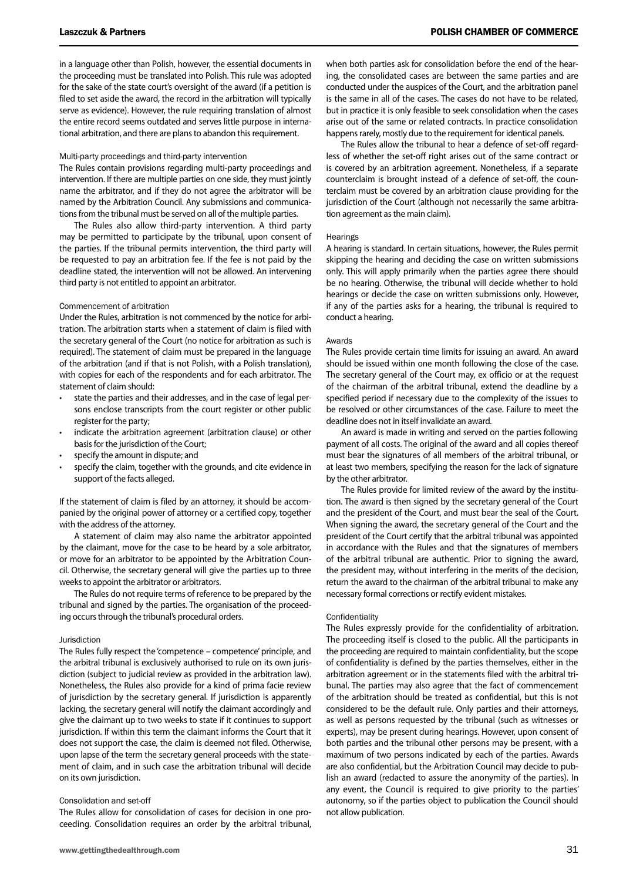in a language other than Polish, however, the essential documents in the proceeding must be translated into Polish. This rule was adopted for the sake of the state court's oversight of the award (if a petition is filed to set aside the award, the record in the arbitration will typically serve as evidence). However, the rule requiring translation of almost the entire record seems outdated and serves little purpose in international arbitration, and there are plans to abandon this requirement.

### Multi-party proceedings and third-party intervention

The Rules contain provisions regarding multi-party proceedings and intervention. If there are multiple parties on one side, they must jointly name the arbitrator, and if they do not agree the arbitrator will be named by the Arbitration Council. Any submissions and communications from the tribunal must be served on all of the multiple parties.

The Rules also allow third-party intervention. A third party may be permitted to participate by the tribunal, upon consent of the parties. If the tribunal permits intervention, the third party will be requested to pay an arbitration fee. If the fee is not paid by the deadline stated, the intervention will not be allowed. An intervening third party is not entitled to appoint an arbitrator.

### Commencement of arbitration

Under the Rules, arbitration is not commenced by the notice for arbitration. The arbitration starts when a statement of claim is filed with the secretary general of the Court (no notice for arbitration as such is required). The statement of claim must be prepared in the language of the arbitration (and if that is not Polish, with a Polish translation), with copies for each of the respondents and for each arbitrator. The statement of claim should:

- state the parties and their addresses, and in the case of legal persons enclose transcripts from the court register or other public register for the party;
- indicate the arbitration agreement (arbitration clause) or other basis for the jurisdiction of the Court;
- specify the amount in dispute; and
- specify the claim, together with the grounds, and cite evidence in support of the facts alleged.

If the statement of claim is filed by an attorney, it should be accompanied by the original power of attorney or a certified copy, together with the address of the attorney.

A statement of claim may also name the arbitrator appointed by the claimant, move for the case to be heard by a sole arbitrator, or move for an arbitrator to be appointed by the Arbitration Council. Otherwise, the secretary general will give the parties up to three weeks to appoint the arbitrator or arbitrators.

The Rules do not require terms of reference to be prepared by the tribunal and signed by the parties. The organisation of the proceeding occurs through the tribunal's procedural orders.

### Jurisdiction

The Rules fully respect the 'competence – competence' principle, and the arbitral tribunal is exclusively authorised to rule on its own jurisdiction (subject to judicial review as provided in the arbitration law). Nonetheless, the Rules also provide for a kind of prima facie review of jurisdiction by the secretary general. If jurisdiction is apparently lacking, the secretary general will notify the claimant accordingly and give the claimant up to two weeks to state if it continues to support jurisdiction. If within this term the claimant informs the Court that it does not support the case, the claim is deemed not filed. Otherwise, upon lapse of the term the secretary general proceeds with the statement of claim, and in such case the arbitration tribunal will decide on its own jurisdiction.

### Consolidation and set-off

The Rules allow for consolidation of cases for decision in one proceeding. Consolidation requires an order by the arbitral tribunal, when both parties ask for consolidation before the end of the hearing, the consolidated cases are between the same parties and are conducted under the auspices of the Court, and the arbitration panel is the same in all of the cases. The cases do not have to be related, but in practice it is only feasible to seek consolidation when the cases arise out of the same or related contracts. In practice consolidation happens rarely, mostly due to the requirement for identical panels.

The Rules allow the tribunal to hear a defence of set-off regardless of whether the set-off right arises out of the same contract or is covered by an arbitration agreement. Nonetheless, if a separate counterclaim is brought instead of a defence of set-off, the counterclaim must be covered by an arbitration clause providing for the jurisdiction of the Court (although not necessarily the same arbitration agreement as the main claim).

### Hearings

A hearing is standard. In certain situations, however, the Rules permit skipping the hearing and deciding the case on written submissions only. This will apply primarily when the parties agree there should be no hearing. Otherwise, the tribunal will decide whether to hold hearings or decide the case on written submissions only. However, if any of the parties asks for a hearing, the tribunal is required to conduct a hearing.

### Awards

The Rules provide certain time limits for issuing an award. An award should be issued within one month following the close of the case. The secretary general of the Court may, ex officio or at the request of the chairman of the arbitral tribunal, extend the deadline by a specified period if necessary due to the complexity of the issues to be resolved or other circumstances of the case. Failure to meet the deadline does not in itself invalidate an award.

An award is made in writing and served on the parties following payment of all costs. The original of the award and all copies thereof must bear the signatures of all members of the arbitral tribunal, or at least two members, specifying the reason for the lack of signature by the other arbitrator.

The Rules provide for limited review of the award by the institution. The award is then signed by the secretary general of the Court and the president of the Court, and must bear the seal of the Court. When signing the award, the secretary general of the Court and the president of the Court certify that the arbitral tribunal was appointed in accordance with the Rules and that the signatures of members of the arbitral tribunal are authentic. Prior to signing the award, the president may, without interfering in the merits of the decision, return the award to the chairman of the arbitral tribunal to make any necessary formal corrections or rectify evident mistakes.

### Confidentiality

The Rules expressly provide for the confidentiality of arbitration. The proceeding itself is closed to the public. All the participants in the proceeding are required to maintain confidentiality, but the scope of confidentiality is defined by the parties themselves, either in the arbitration agreement or in the statements filed with the arbitral tribunal. The parties may also agree that the fact of commencement of the arbitration should be treated as confidential, but this is not considered to be the default rule. Only parties and their attorneys, as well as persons requested by the tribunal (such as witnesses or experts), may be present during hearings. However, upon consent of both parties and the tribunal other persons may be present, with a maximum of two persons indicated by each of the parties. Awards are also confidential, but the Arbitration Council may decide to publish an award (redacted to assure the anonymity of the parties). In any event, the Council is required to give priority to the parties' autonomy, so if the parties object to publication the Council should not allow publication.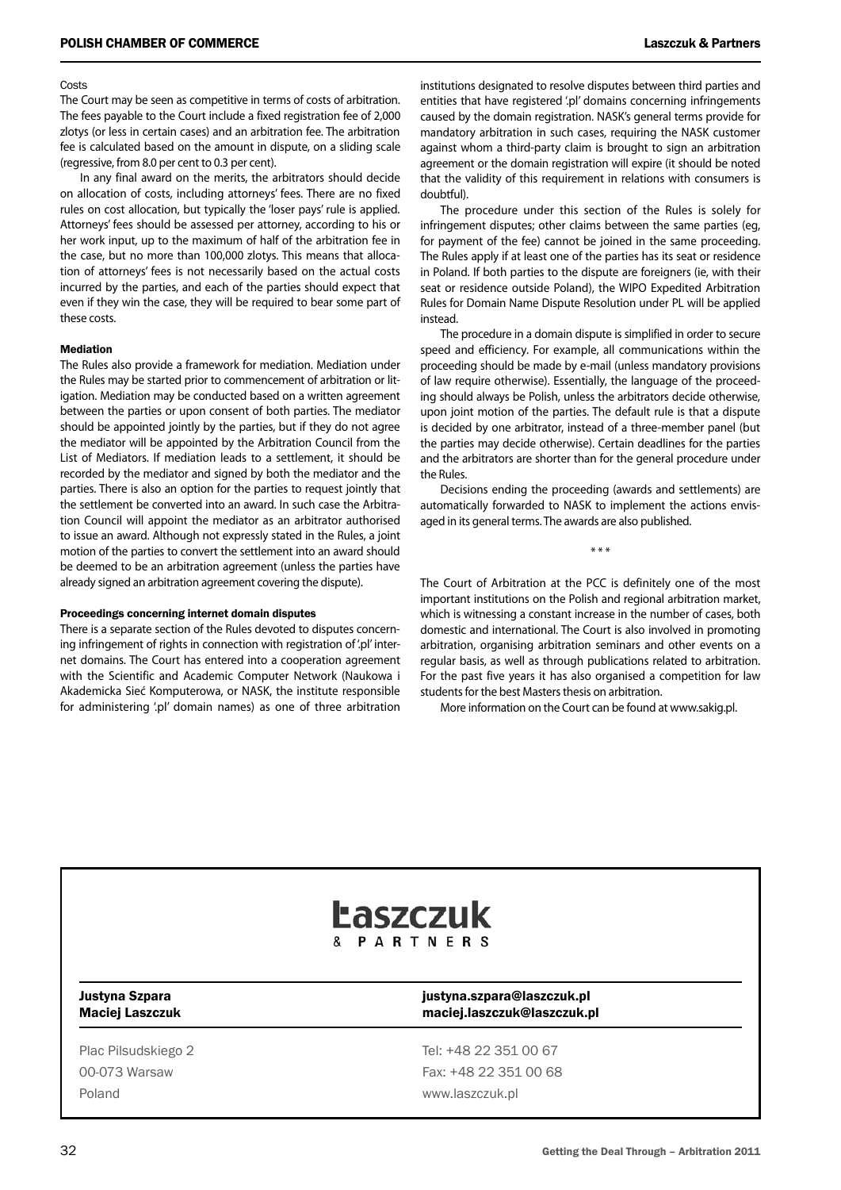Costs

The Court may be seen as competitive in terms of costs of arbitration. The fees payable to the Court include a fixed registration fee of 2,000 zlotys (or less in certain cases) and an arbitration fee. The arbitration fee is calculated based on the amount in dispute, on a sliding scale (regressive, from 8.0 per cent to 0.3 per cent).

In any final award on the merits, the arbitrators should decide on allocation of costs, including attorneys' fees. There are no fixed rules on cost allocation, but typically the 'loser pays' rule is applied. Attorneys' fees should be assessed per attorney, according to his or her work input, up to the maximum of half of the arbitration fee in the case, but no more than 100,000 zlotys. This means that allocation of attorneys' fees is not necessarily based on the actual costs incurred by the parties, and each of the parties should expect that even if they win the case, they will be required to bear some part of these costs.

### Mediation

The Rules also provide a framework for mediation. Mediation under the Rules may be started prior to commencement of arbitration or litigation. Mediation may be conducted based on a written agreement between the parties or upon consent of both parties. The mediator should be appointed jointly by the parties, but if they do not agree the mediator will be appointed by the Arbitration Council from the List of Mediators. If mediation leads to a settlement, it should be recorded by the mediator and signed by both the mediator and the parties. There is also an option for the parties to request jointly that the settlement be converted into an award. In such case the Arbitration Council will appoint the mediator as an arbitrator authorised to issue an award. Although not expressly stated in the Rules, a joint motion of the parties to convert the settlement into an award should be deemed to be an arbitration agreement (unless the parties have already signed an arbitration agreement covering the dispute).

### Proceedings concerning internet domain disputes

There is a separate section of the Rules devoted to disputes concerning infringement of rights in connection with registration of '.pl' internet domains. The Court has entered into a cooperation agreement with the Scientific and Academic Computer Network (Naukowa i Akademicka Sieć Komputerowa, or NASK, the institute responsible for administering '.pl' domain names) as one of three arbitration institutions designated to resolve disputes between third parties and entities that have registered '.pl' domains concerning infringements caused by the domain registration. NASK's general terms provide for mandatory arbitration in such cases, requiring the NASK customer against whom a third-party claim is brought to sign an arbitration agreement or the domain registration will expire (it should be noted that the validity of this requirement in relations with consumers is doubtful).

The procedure under this section of the Rules is solely for infringement disputes; other claims between the same parties (eg, for payment of the fee) cannot be joined in the same proceeding. The Rules apply if at least one of the parties has its seat or residence in Poland. If both parties to the dispute are foreigners (ie, with their seat or residence outside Poland), the WIPO Expedited Arbitration Rules for Domain Name Dispute Resolution under PL will be applied instead.

The procedure in a domain dispute is simplified in order to secure speed and efficiency. For example, all communications within the proceeding should be made by e-mail (unless mandatory provisions of law require otherwise). Essentially, the language of the proceeding should always be Polish, unless the arbitrators decide otherwise, upon joint motion of the parties. The default rule is that a dispute is decided by one arbitrator, instead of a three-member panel (but the parties may decide otherwise). Certain deadlines for the parties and the arbitrators are shorter than for the general procedure under the Rules.

Decisions ending the proceeding (awards and settlements) are automatically forwarded to NASK to implement the actions envisaged in its general terms. The awards are also published.

\* \* \*

The Court of Arbitration at the PCC is definitely one of the most important institutions on the Polish and regional arbitration market, which is witnessing a constant increase in the number of cases, both domestic and international. The Court is also involved in promoting arbitration, organising arbitration seminars and other events on a regular basis, as well as through publications related to arbitration. For the past five years it has also organised a competition for law students for the best Masters thesis on arbitration.

More information on the Court can be found at www.sakig.pl.

---

**Łaszczuk & PARTNERS**

| | |
|---|---|
| **Justyna Szpara** | **justyna.szpara@laszczuk.pl** |
| **Maciej Łaszczuk** | **maciej.laszczuk@laszczuk.pl** |

| | |
|---|---|
| Plac Pilsudskiego 2 | Tel: +48 22 351 00 67 |
| 00-073 Warsaw | Fax: +48 22 351 00 68 |
| Poland | www.laszczuk.pl |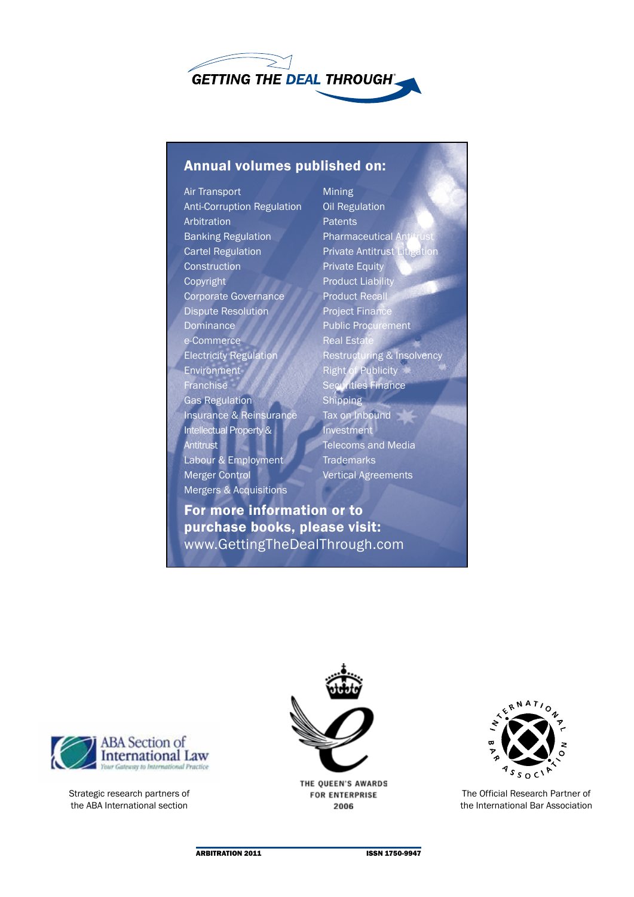GETTING THE DEAL THROUGH®

## Annual volumes published on:

- Air Transport
- Anti-Corruption Regulation
- Arbitration
- Banking Regulation
- Cartel Regulation
- Construction
- Copyright
- Corporate Governance
- Dispute Resolution
- Dominance
- e-Commerce
- Electricity Regulation
- Environment
- Franchise
- Gas Regulation
- Insurance & Reinsurance
- Intellectual Property & Antitrust
- Labour & Employment
- Merger Control
- Mergers & Acquisitions
- Mining
- Oil Regulation
- Patents
- Pharmaceutical Antitrust
- Private Antitrust Litigation
- Private Equity
- Product Liability
- Product Recall
- Project Finance
- Public Procurement
- Real Estate
- Restructuring & Insolvency
- Right of Publicity
- Securities Finance
- Shipping
- Tax on Inbound Investment
- Telecoms and Media
- Trademarks
- Vertical Agreements

**For more information or to purchase books, please visit:**
www.GettingTheDealThrough.com

ABA Section of International Law
*Your Gateway to International Practice*

Strategic research partners of the ABA International section

THE QUEEN'S AWARDS FOR ENTERPRISE 2006

INTERNATIONAL BAR ASSOCIATION

The Official Research Partner of the International Bar Association

ARBITRATION 2011 ISSN 1750-9947